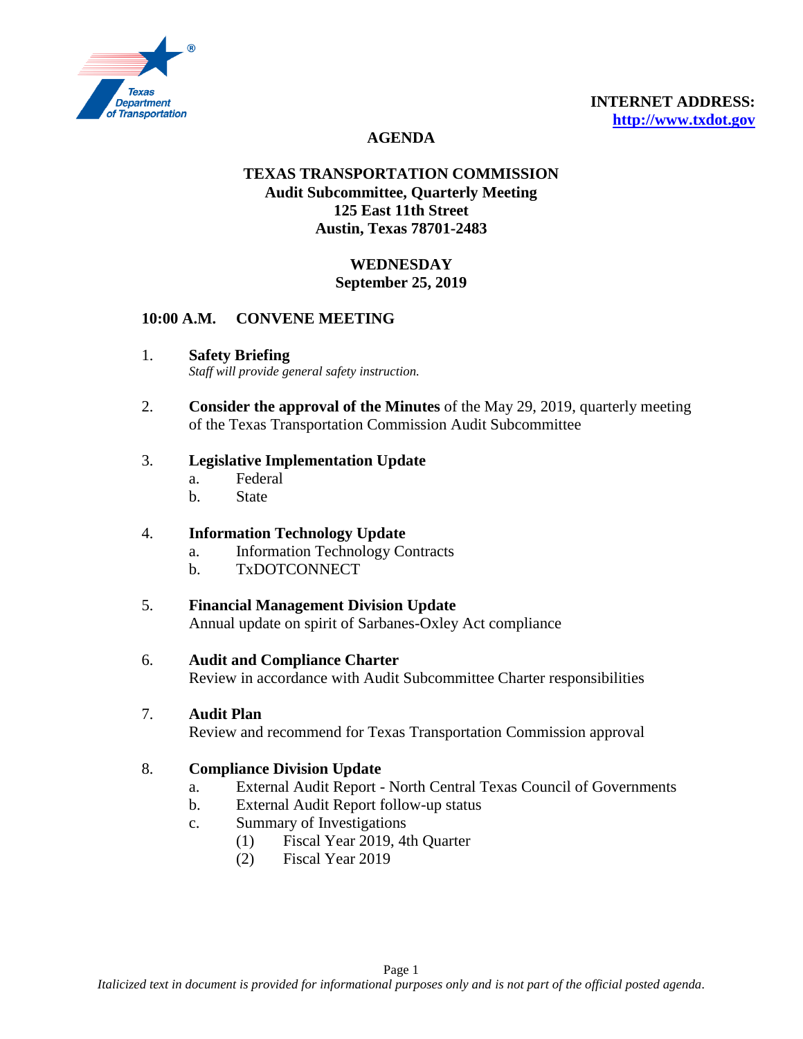**INTERNET ADDRESS:**
**http://www.txdot.gov**

# AGENDA

## TEXAS TRANSPORTATION COMMISSION

**Audit Subcommittee, Quarterly Meeting**
**125 East 11th Street**
**Austin, Texas 78701-2483**

**WEDNESDAY**
**September 25, 2019**

**10:00 A.M. CONVENE MEETING**

1. **Safety Briefing**
   *Staff will provide general safety instruction.*

2. **Consider the approval of the Minutes** of the May 29, 2019, quarterly meeting of the Texas Transportation Commission Audit Subcommittee

3. **Legislative Implementation Update**
   a. Federal
   b. State

4. **Information Technology Update**
   a. Information Technology Contracts
   b. TxDOTCONNECT

5. **Financial Management Division Update**
   Annual update on spirit of Sarbanes-Oxley Act compliance

6. **Audit and Compliance Charter**
   Review in accordance with Audit Subcommittee Charter responsibilities

7. **Audit Plan**
   Review and recommend for Texas Transportation Commission approval

8. **Compliance Division Update**
   a. External Audit Report - North Central Texas Council of Governments
   b. External Audit Report follow-up status
   c. Summary of Investigations
      (1) Fiscal Year 2019, 4th Quarter
      (2) Fiscal Year 2019

*Italicized text in document is provided for informational purposes only and is not part of the official posted agenda.*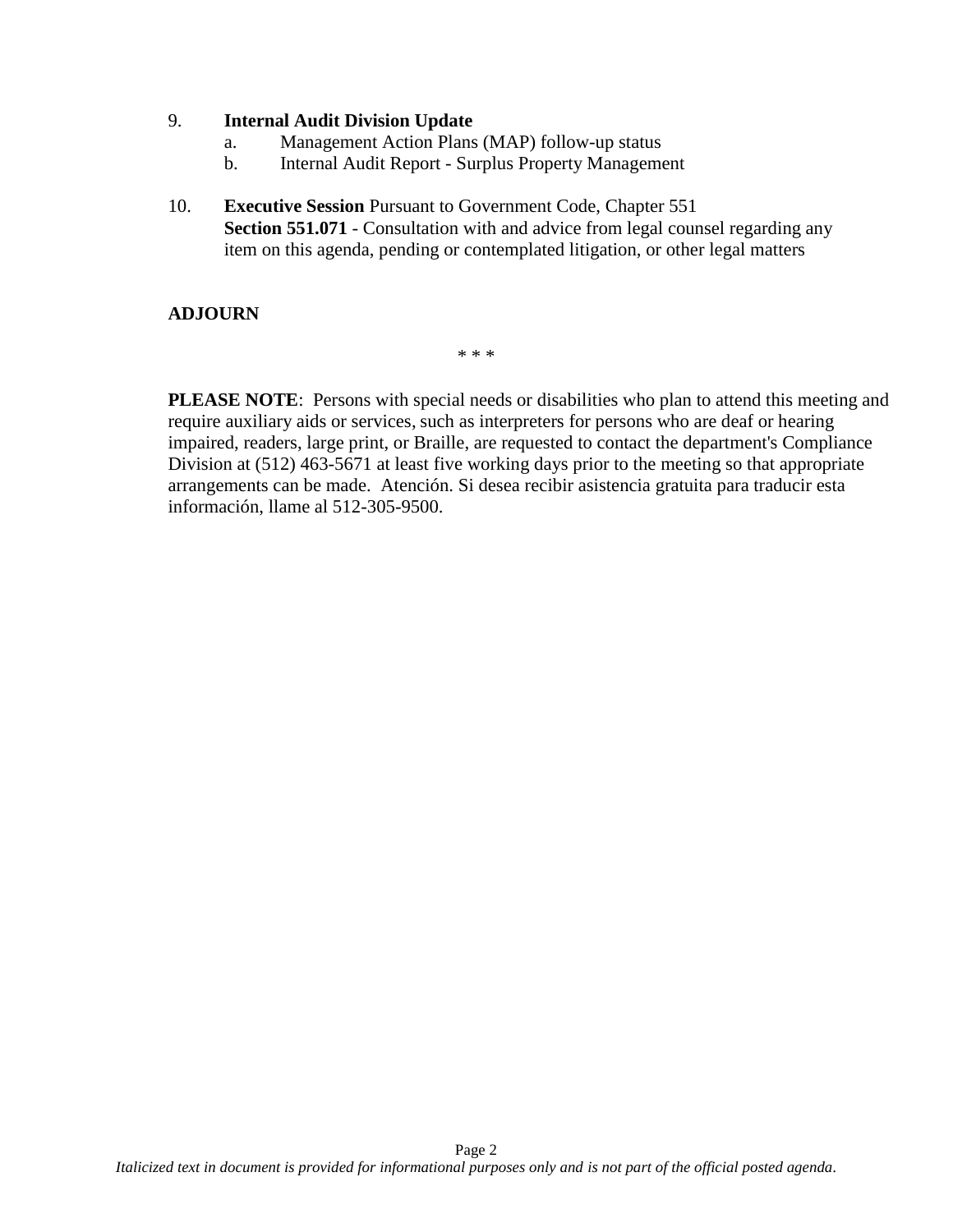9. **Internal Audit Division Update**
   a. Management Action Plans (MAP) follow-up status
   b. Internal Audit Report - Surplus Property Management

10. **Executive Session** Pursuant to Government Code, Chapter 551
    **Section 551.071** - Consultation with and advice from legal counsel regarding any item on this agenda, pending or contemplated litigation, or other legal matters

**ADJOURN**

\* \* \*

**PLEASE NOTE**: Persons with special needs or disabilities who plan to attend this meeting and require auxiliary aids or services, such as interpreters for persons who are deaf or hearing impaired, readers, large print, or Braille, are requested to contact the department's Compliance Division at (512) 463-5671 at least five working days prior to the meeting so that appropriate arrangements can be made. Atención. Si desea recibir asistencia gratuita para traducir esta información, llame al 512-305-9500.

*Italicized text in document is provided for informational purposes only and is not part of the official posted agenda.*